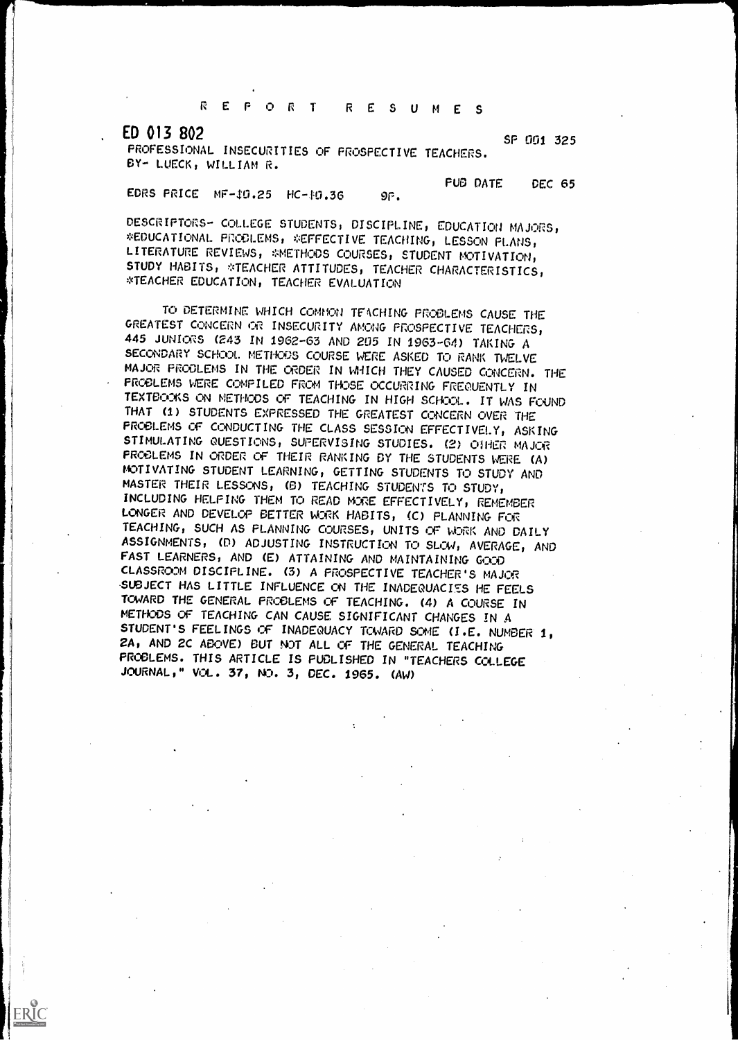# R E P O R T   R E S U M E S

**ED 013 802** SP 001 325

PROFESSIONAL INSECURITIES OF PROSPECTIVE TEACHERS.
BY- LUECK, WILLIAM R.

PUB DATE DEC 65

EDRS PRICE MF-$0.25 HC-$0.36 9P.

DESCRIPTORS- COLLEGE STUDENTS, DISCIPLINE, EDUCATION MAJORS, *EDUCATIONAL PROBLEMS, *EFFECTIVE TEACHING, LESSON PLANS, LITERATURE REVIEWS, *METHODS COURSES, STUDENT MOTIVATION, STUDY HABITS, *TEACHER ATTITUDES, TEACHER CHARACTERISTICS, *TEACHER EDUCATION, TEACHER EVALUATION

TO DETERMINE WHICH COMMON TEACHING PROBLEMS CAUSE THE GREATEST CONCERN OR INSECURITY AMONG PROSPECTIVE TEACHERS, 445 JUNIORS (243 IN 1962-63 AND 205 IN 1963-64) TAKING A SECONDARY SCHOOL METHODS COURSE WERE ASKED TO RANK TWELVE MAJOR PROBLEMS IN THE ORDER IN WHICH THEY CAUSED CONCERN. THE PROBLEMS WERE COMPILED FROM THOSE OCCURRING FREQUENTLY IN TEXTBOOKS ON METHODS OF TEACHING IN HIGH SCHOOL. IT WAS FOUND THAT (1) STUDENTS EXPRESSED THE GREATEST CONCERN OVER THE PROBLEMS OF CONDUCTING THE CLASS SESSION EFFECTIVELY, ASKING STIMULATING QUESTIONS, SUPERVISING STUDIES. (2) OTHER MAJOR PROBLEMS IN ORDER OF THEIR RANKING BY THE STUDENTS WERE (A) MOTIVATING STUDENT LEARNING, GETTING STUDENTS TO STUDY AND MASTER THEIR LESSONS, (B) TEACHING STUDENTS TO STUDY, INCLUDING HELPING THEM TO READ MORE EFFECTIVELY, REMEMBER LONGER AND DEVELOP BETTER WORK HABITS, (C) PLANNING FOR TEACHING, SUCH AS PLANNING COURSES, UNITS OF WORK AND DAILY ASSIGNMENTS, (D) ADJUSTING INSTRUCTION TO SLOW, AVERAGE, AND FAST LEARNERS, AND (E) ATTAINING AND MAINTAINING GOOD CLASSROOM DISCIPLINE. (3) A PROSPECTIVE TEACHER'S MAJOR SUBJECT HAS LITTLE INFLUENCE ON THE INADEQUACIES HE FEELS TOWARD THE GENERAL PROBLEMS OF TEACHING. (4) A COURSE IN METHODS OF TEACHING CAN CAUSE SIGNIFICANT CHANGES IN A STUDENT'S FEELINGS OF INADEQUACY TOWARD SOME (I.E. NUMBER 1, 2A, AND 2C ABOVE) BUT NOT ALL OF THE GENERAL TEACHING PROBLEMS. THIS ARTICLE IS PUBLISHED IN "TEACHERS COLLEGE JOURNAL," VOL. 37, NO. 3, DEC. 1965. (AW)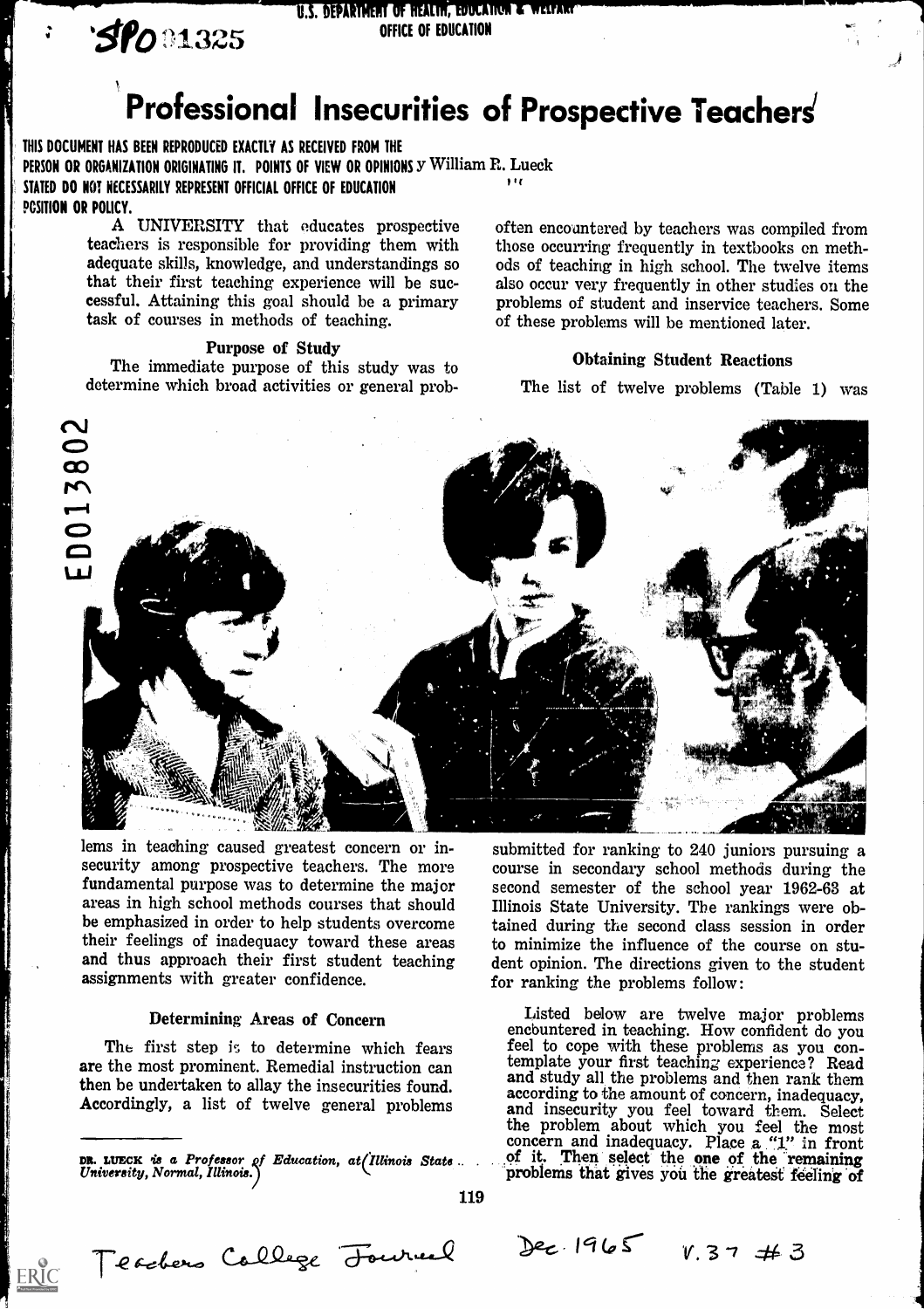# Professional Insecurities of Prospective Teachers

By William R. Lueck

A UNIVERSITY that educates prospective teachers is responsible for providing them with adequate skills, knowledge, and understandings so that their first teaching experience will be successful. Attaining this goal should be a primary task of courses in methods of teaching.

### Purpose of Study

The immediate purpose of this study was to determine which broad activities or general problems in teaching caused greatest concern or insecurity among prospective teachers. The more fundamental purpose was to determine the major areas in high school methods courses that should be emphasized in order to help students overcome their feelings of inadequacy toward these areas and thus approach their first student teaching assignments with greater confidence.

### Determining Areas of Concern

The first step is to determine which fears are the most prominent. Remedial instruction can then be undertaken to allay the insecurities found. Accordingly, a list of twelve general problems often encountered by teachers was compiled from those occurring frequently in textbooks on methods of teaching in high school. The twelve items also occur very frequently in other studies on the problems of student and inservice teachers. Some of these problems will be mentioned later.

### Obtaining Student Reactions

The list of twelve problems (Table 1) was submitted for ranking to 240 juniors pursuing a course in secondary school methods during the second semester of the school year 1962-63 at Illinois State University. The rankings were obtained during the second class session in order to minimize the influence of the course on student opinion. The directions given to the student for ranking the problems follow:

> Listed below are twelve major problems encountered in teaching. How confident do you feel to cope with these problems as you contemplate your first teaching experience? Read and study all the problems and then rank them according to the amount of concern, inadequacy, and insecurity you feel toward them. Select the problem about which you feel the most concern and inadequacy. Place a "1" in front of it. Then select the **one** of the remaining problems that gives you the greatest feeling of

---

*DR. LUECK is a Professor of Education, at Illinois State University, Normal, Illinois.*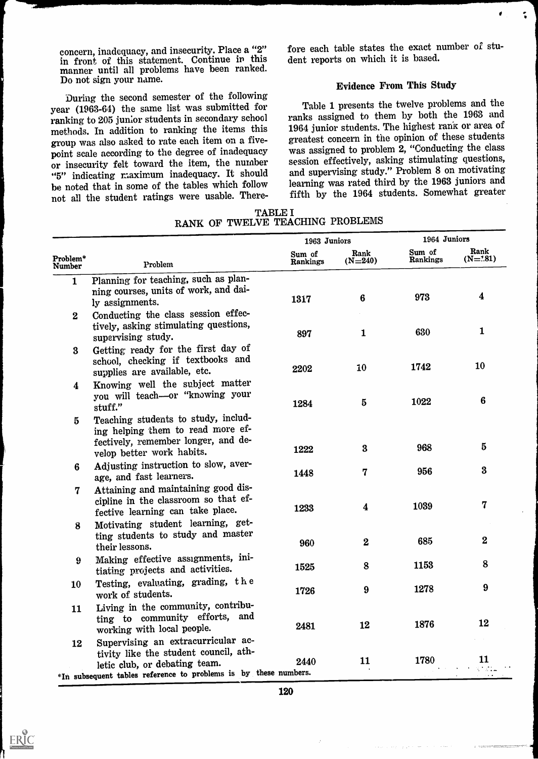concern, inadequacy, and insecurity. Place a "2" in front of this statement. Continue in this manner until all problems have been ranked. Do not sign your name.

During the second semester of the following year (1963-64) the same list was submitted for ranking to 205 junior students in secondary school methods. In addition to ranking the items this group was also asked to rate each item on a five-point scale according to the degree of inadequacy or insecurity felt toward the item, the number "5" indicating maximum inadequacy. It should be noted that in some of the tables which follow not all the student ratings were usable. Therefore each table states the exact number of student reports on which it is based.

### Evidence From This Study

Table 1 presents the twelve problems and the ranks assigned to them by both the 1963 and 1964 junior students. The highest rank or area of greatest concern in the opinion of these students was assigned to problem 2, "Conducting the class session effectively, asking stimulating questions, and supervising study." Problem 8 on motivating learning was rated third by the 1963 juniors and fifth by the 1964 students. Somewhat greater

TABLE I
RANK OF TWELVE TEACHING PROBLEMS

| | | 1963 Juniors | | 1964 Juniors | |
|---|---|---|---|---|---|
| Problem* Number | Problem | Sum of Rankings | Rank (N=240) | Sum of Rankings | Rank (N=181) |
| 1 | Planning for teaching, such as planning courses, units of work, and daily assignments. | 1317 | 6 | 973 | 4 |
| 2 | Conducting the class session effectively, asking stimulating questions, supervising study. | 897 | 1 | 630 | 1 |
| 3 | Getting ready for the first day of school, checking if textbooks and supplies are available, etc. | 2202 | 10 | 1742 | 10 |
| 4 | Knowing well the subject matter you will teach—or "knowing your stuff." | 1284 | 5 | 1022 | 6 |
| 5 | Teaching students to study, including helping them to read more effectively, remember longer, and develop better work habits. | 1222 | 3 | 968 | 5 |
| 6 | Adjusting instruction to slow, average, and fast learners. | 1448 | 7 | 956 | 3 |
| 7 | Attaining and maintaining good discipline in the classroom so that effective learning can take place. | 1233 | 4 | 1039 | 7 |
| 8 | Motivating student learning, getting students to study and master their lessons. | 960 | 2 | 685 | 2 |
| 9 | Making effective assignments, initiating projects and activities. | 1525 | 8 | 1153 | 8 |
| 10 | Testing, evaluating, grading, the work of students. | 1726 | 9 | 1278 | 9 |
| 11 | Living in the community, contributing to community efforts, and working with local people. | 2481 | 12 | 1876 | 12 |
| 12 | Supervising an extracurricular activity like the student council, athletic club, or debating team. | 2440 | 11 | 1780 | 11 |

*In subsequent tables reference to problems is by these numbers.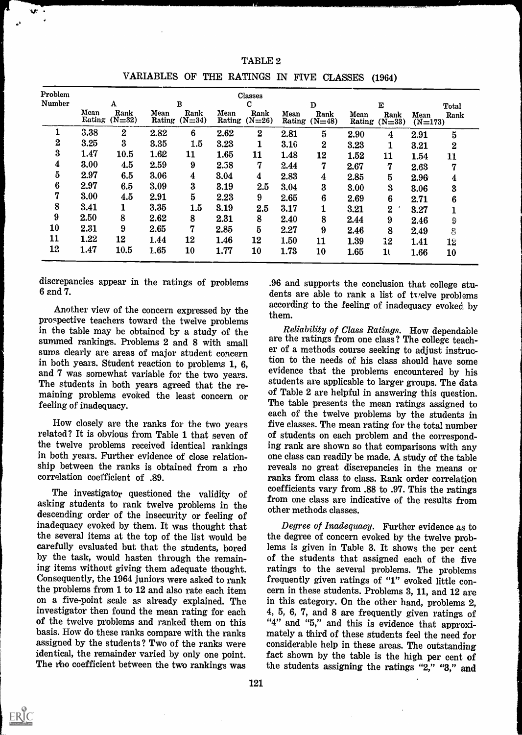TABLE 2

VARIABLES OF THE RATINGS IN FIVE CLASSES (1964)

| Problem Number | Classes | | | | | | | | | | Total | |
|---|---|---|---|---|---|---|---|---|---|---|---|---|
| | A | | B | | C | | D | | E | | | |
| | Mean Rating | Rank (N=32) | Mean Rating | Rank (N=34) | Mean Rating | Rank (N=26) | Mean Rating | Rank (N=48) | Mean Rating | Rank (N=33) | Mean (N=173) | Rank |
| 1 | 3.38 | 2 | 2.82 | 6 | 2.62 | 2 | 2.81 | 5 | 2.90 | 4 | 2.91 | 5 |
| 2 | 3.25 | 3 | 3.35 | 1.5 | 3.23 | 1 | 3.10 | 2 | 3.23 | 1 | 3.21 | 2 |
| 3 | 1.47 | 10.5 | 1.62 | 11 | 1.65 | 11 | 1.48 | 12 | 1.52 | 11 | 1.54 | 11 |
| 4 | 3.00 | 4.5 | 2.59 | 9 | 2.58 | 7 | 2.44 | 7 | 2.67 | 7 | 2.63 | 7 |
| 5 | 2.97 | 6.5 | 3.06 | 4 | 3.04 | 4 | 2.83 | 4 | 2.85 | 5 | 2.96 | 4 |
| 6 | 2.97 | 6.5 | 3.09 | 3 | 3.19 | 2.5 | 3.04 | 3 | 3.00 | 3 | 3.06 | 3 |
| 7 | 3.00 | 4.5 | 2.91 | 5 | 2.23 | 9 | 2.65 | 6 | 2.69 | 6 | 2.71 | 6 |
| 8 | 3.41 | 1 | 3.35 | 1.5 | 3.19 | 2.5 | 3.17 | 1 | 3.21 | 2 | 3.27 | 1 |
| 9 | 2.50 | 8 | 2.62 | 8 | 2.31 | 8 | 2.40 | 8 | 2.44 | 9 | 2.46 | 9 |
| 10 | 2.31 | 9 | 2.65 | 7 | 2.85 | 5 | 2.27 | 9 | 2.46 | 8 | 2.49 | 8 |
| 11 | 1.22 | 12 | 1.44 | 12 | 1.46 | 12 | 1.50 | 11 | 1.39 | 12 | 1.41 | 12 |
| 12 | 1.47 | 10.5 | 1.65 | 10 | 1.77 | 10 | 1.73 | 10 | 1.65 | 10 | 1.66 | 10 |

discrepancies appear in the ratings of problems 6 and 7.

Another view of the concern expressed by the prospective teachers toward the twelve problems in the table may be obtained by a study of the summed rankings. Problems 2 and 8 with small sums clearly are areas of major student concern in both years. Student reaction to problems 1, 6, and 7 was somewhat variable for the two years. The students in both years agreed that the remaining problems evoked the least concern or feeling of inadequacy.

How closely are the ranks for the two years related? It is obvious from Table 1 that seven of the twelve problems received identical rankings in both years. Further evidence of close relationship between the ranks is obtained from a rho correlation coefficient of .89.

The investigator questioned the validity of asking students to rank twelve problems in the descending order of the insecurity or feeling of inadequacy evoked by them. It was thought that the several items at the top of the list would be carefully evaluated but that the students, bored by the task, would hasten through the remaining items without giving them adequate thought. Consequently, the 1964 juniors were asked to rank the problems from 1 to 12 and also rate each item on a five-point scale as already explained. The investigator then found the mean rating for each of the twelve problems and ranked them on this basis. How do these ranks compare with the ranks assigned by the students? Two of the ranks were identical, the remainder varied by only one point. The rho coefficient between the two rankings was .96 and supports the conclusion that college students are able to rank a list of twelve problems according to the feeling of inadequacy evoked by them.

*Reliability of Class Ratings.* How dependable are the ratings from one class? The college teacher of a methods course seeking to adjust instruction to the needs of his class should have some evidence that the problems encountered by his students are applicable to larger groups. The data of Table 2 are helpful in answering this question. The table presents the mean ratings assigned to each of the twelve problems by the students in five classes. The mean rating for the total number of students on each problem and the corresponding rank are shown so that comparisons with any one class can readily be made. A study of the table reveals no great discrepancies in the means or ranks from class to class. Rank order correlation coefficients vary from .88 to .97. This the ratings from one class are indicative of the results from other methods classes.

*Degree of Inadequacy.* Further evidence as to the degree of concern evoked by the twelve problems is given in Table 3. It shows the per cent of the students that assigned each of the five ratings to the several problems. The problems frequently given ratings of "1" evoked little concern in these students. Problems 3, 11, and 12 are in this category. On the other hand, problems 2, 4, 5, 6, 7, and 8 are frequently given ratings of "4" and "5," and this is evidence that approximately a third of these students feel the need for considerable help in these areas. The outstanding fact shown by the table is the high per cent of the students assigning the ratings "2," "3," and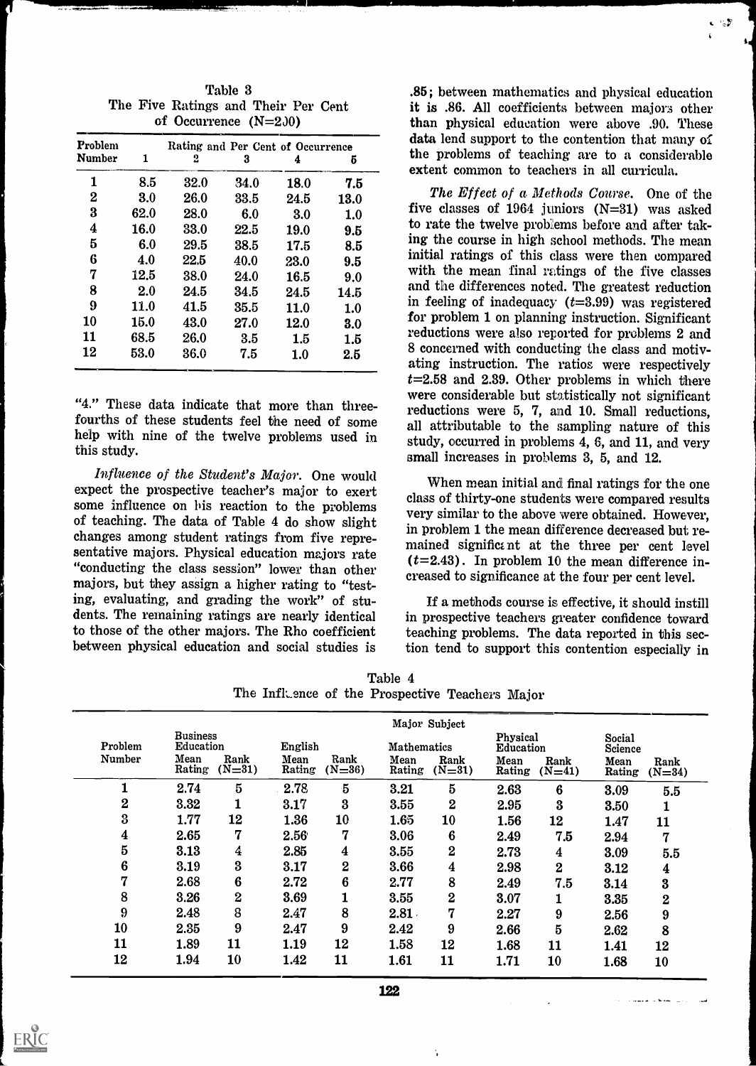Table 3
The Five Ratings and Their Per Cent of Occurrence (N=200)

| Problem Number | Rating and Per Cent of Occurrence | | | | |
|---|---|---|---|---|---|
| | 1 | 2 | 3 | 4 | 5 |
| 1 | 8.5 | 32.0 | 34.0 | 18.0 | 7.5 |
| 2 | 3.0 | 26.0 | 33.5 | 24.5 | 13.0 |
| 3 | 62.0 | 28.0 | 6.0 | 3.0 | 1.0 |
| 4 | 16.0 | 33.0 | 22.5 | 19.0 | 9.5 |
| 5 | 6.0 | 29.5 | 38.5 | 17.5 | 8.5 |
| 6 | 4.0 | 22.5 | 40.0 | 23.0 | 9.5 |
| 7 | 12.5 | 38.0 | 24.0 | 16.5 | 9.0 |
| 8 | 2.0 | 24.5 | 34.5 | 24.5 | 14.5 |
| 9 | 11.0 | 41.5 | 35.5 | 11.0 | 1.0 |
| 10 | 15.0 | 43.0 | 27.0 | 12.0 | 3.0 |
| 11 | 68.5 | 26.0 | 3.5 | 1.5 | 1.5 |
| 12 | 53.0 | 36.0 | 7.5 | 1.0 | 2.5 |

"4." These data indicate that more than three-fourths of these students feel the need of some help with nine of the twelve problems used in this study.

*Influence of the Student's Major.* One would expect the prospective teacher's major to exert some influence on his reaction to the problems of teaching. The data of Table 4 do show slight changes among student ratings from five representative majors. Physical education majors rate "conducting the class session" lower than other majors, but they assign a higher rating to "testing, evaluating, and grading the work" of students. The remaining ratings are nearly identical to those of the other majors. The Rho coefficient between physical education and social studies is .85; between mathematics and physical education it is .86. All coefficients between majors other than physical education were above .90. These data lend support to the contention that many of the problems of teaching are to a considerable extent common to teachers in all curricula.

*The Effect of a Methods Course.* One of the five classes of 1964 juniors (N=31) was asked to rate the twelve problems before and after taking the course in high school methods. The mean initial ratings of this class were then compared with the mean final ratings of the five classes and the differences noted. The greatest reduction in feeling of inadequacy ($t$=3.99) was registered for problem 1 on planning instruction. Significant reductions were also reported for problems 2 and 8 concerned with conducting the class and motivating instruction. The ratios were respectively $t$=2.58 and 2.39. Other problems in which there were considerable but statistically not significant reductions were 5, 7, and 10. Small reductions, all attributable to the sampling nature of this study, occurred in problems 4, 6, and 11, and very small increases in problems 3, 5, and 12.

When mean initial and final ratings for the one class of thirty-one students were compared results very similar to the above were obtained. However, in problem 1 the mean difference decreased but remained significant at the three per cent level ($t$=2.43). In problem 10 the mean difference increased to significance at the four per cent level.

If a methods course is effective, it should instill in prospective teachers greater confidence toward teaching problems. The data reported in this section tend to support this contention especially in

Table 4
The Influence of the Prospective Teachers Major

| Problem Number | Business Education | | English | | Mathematics | | Physical Education | | Social Science | |
|---|---|---|---|---|---|---|---|---|---|---|
| | Mean Rating | Rank (N=31) | Mean Rating | Rank (N=36) | Mean Rating | Rank (N=31) | Mean Rating | Rank (N=41) | Mean Rating | Rank (N=34) |
| 1 | 2.74 | 5 | 2.78 | 5 | 3.21 | 5 | 2.63 | 6 | 3.09 | 5.5 |
| 2 | 3.32 | 1 | 3.17 | 3 | 3.55 | 2 | 2.95 | 3 | 3.50 | 1 |
| 3 | 1.77 | 12 | 1.36 | 10 | 1.65 | 10 | 1.56 | 12 | 1.47 | 11 |
| 4 | 2.65 | 7 | 2.56 | 7 | 3.06 | 6 | 2.49 | 7.5 | 2.94 | 7 |
| 5 | 3.13 | 4 | 2.85 | 4 | 3.55 | 2 | 2.73 | 4 | 3.09 | 5.5 |
| 6 | 3.19 | 3 | 3.17 | 2 | 3.66 | 4 | 2.98 | 2 | 3.12 | 4 |
| 7 | 2.68 | 6 | 2.72 | 6 | 2.77 | 8 | 2.49 | 7.5 | 3.14 | 3 |
| 8 | 3.26 | 2 | 3.69 | 1 | 3.55 | 2 | 3.07 | 1 | 3.35 | 2 |
| 9 | 2.48 | 8 | 2.47 | 8 | 2.81 | 7 | 2.27 | 9 | 2.56 | 9 |
| 10 | 2.35 | 9 | 2.47 | 9 | 2.42 | 9 | 2.66 | 5 | 2.62 | 8 |
| 11 | 1.89 | 11 | 1.19 | 12 | 1.58 | 12 | 1.68 | 11 | 1.41 | 12 |
| 12 | 1.94 | 10 | 1.42 | 11 | 1.61 | 11 | 1.71 | 10 | 1.68 | 10 |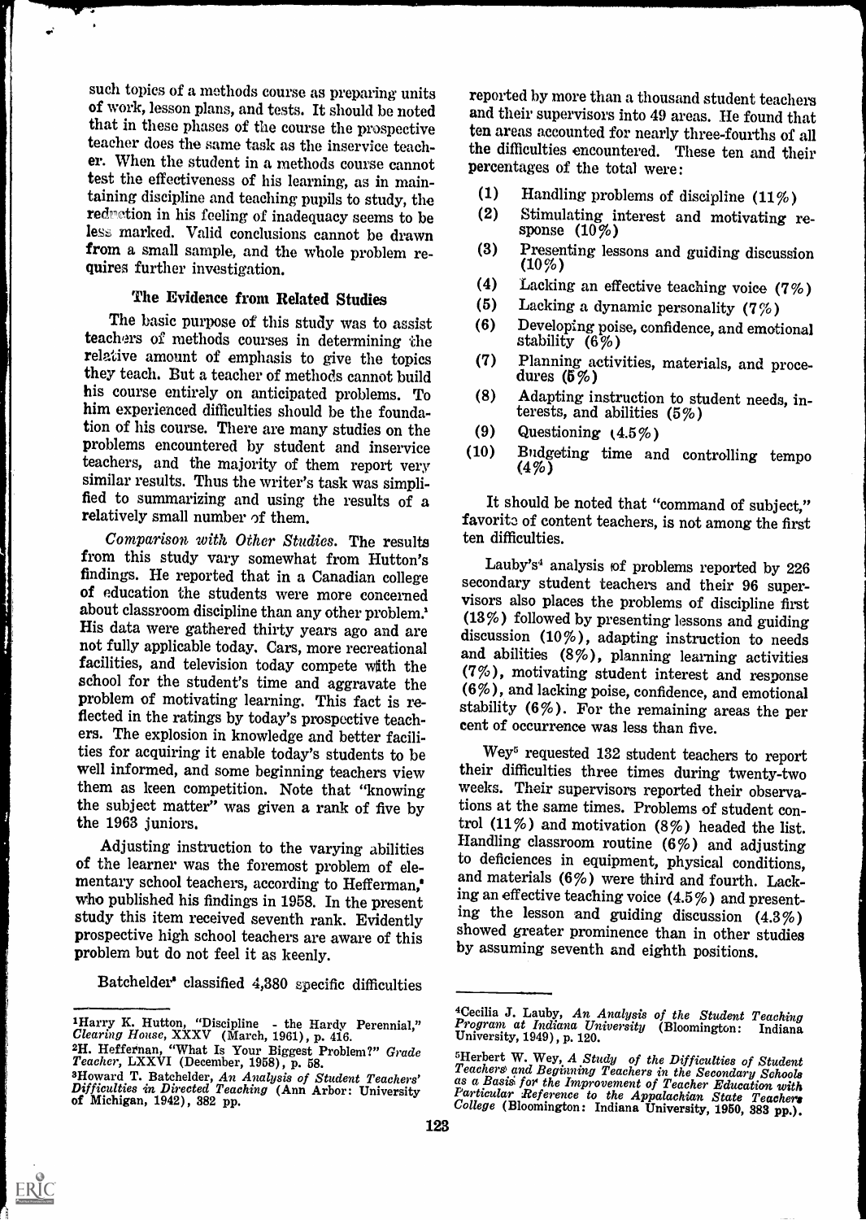such topics of a methods course as preparing units of work, lesson plans, and tests. It should be noted that in these phases of the course the prospective teacher does the same task as the inservice teacher. When the student in a methods course cannot test the effectiveness of his learning, as in maintaining discipline and teaching pupils to study, the reduction in his feeling of inadequacy seems to be less marked. Valid conclusions cannot be drawn from a small sample, and the whole problem requires further investigation.

### The Evidence from Related Studies

The basic purpose of this study was to assist teachers of methods courses in determining the relative amount of emphasis to give the topics they teach. But a teacher of methods cannot build his course entirely on anticipated problems. To him experienced difficulties should be the foundation of his course. There are many studies on the problems encountered by student and inservice teachers, and the majority of them report very similar results. Thus the writer's task was simplified to summarizing and using the results of a relatively small number of them.

*Comparison with Other Studies.* The results from this study vary somewhat from Hutton's findings. He reported that in a Canadian college of education the students were more concerned about classroom discipline than any other problem.[1] His data were gathered thirty years ago and are not fully applicable today. Cars, more recreational facilities, and television today compete with the school for the student's time and aggravate the problem of motivating learning. This fact is reflected in the ratings by today's prospective teachers. The explosion in knowledge and better facilities for acquiring it enable today's students to be well informed, and some beginning teachers view them as keen competition. Note that "knowing the subject matter" was given a rank of five by the 1963 juniors.

Adjusting instruction to the varying abilities of the learner was the foremost problem of elementary school teachers, according to Hefferman,[2] who published his findings in 1958. In the present study this item received seventh rank. Evidently prospective high school teachers are aware of this problem but do not feel it as keenly.

Batchelder[3] classified 4,380 specific difficulties reported by more than a thousand student teachers and their supervisors into 49 areas. He found that ten areas accounted for nearly three-fourths of all the difficulties encountered. These ten and their percentages of the total were:

(1) Handling problems of discipline (11%)
(2) Stimulating interest and motivating response (10%)
(3) Presenting lessons and guiding discussion (10%)
(4) Lacking an effective teaching voice (7%)
(5) Lacking a dynamic personality (7%)
(6) Developing poise, confidence, and emotional stability (6%)
(7) Planning activities, materials, and procedures (5%)
(8) Adapting instruction to student needs, interests, and abilities (5%)
(9) Questioning (4.5%)
(10) Budgeting time and controlling tempo (4%)

It should be noted that "command of subject," favorite of content teachers, is not among the first ten difficulties.

Lauby's[4] analysis of problems reported by 226 secondary student teachers and their 96 supervisors also places the problems of discipline first (13%) followed by presenting lessons and guiding discussion (10%), adapting instruction to needs and abilities (8%), planning learning activities (7%), motivating student interest and response (6%), and lacking poise, confidence, and emotional stability (6%). For the remaining areas the per cent of occurrence was less than five.

Wey[5] requested 132 student teachers to report their difficulties three times during twenty-two weeks. Their supervisors reported their observations at the same times. Problems of student control (11%) and motivation (8%) headed the list. Handling classroom routine (6%) and adjusting to deficiences in equipment, physical conditions, and materials (6%) were third and fourth. Lacking an effective teaching voice (4.5%) and presenting the lesson and guiding discussion (4.3%) showed greater prominence than in other studies by assuming seventh and eighth positions.

---

[1]Harry K. Hutton, "Discipline - the Hardy Perennial," *Clearing House*, XXXV (March, 1961), p. 416.

[2]H. Heffernan, "What Is Your Biggest Problem?" *Grade Teacher*, LXXVI (December, 1958), p. 58.

[3]Howard T. Batchelder, *An Analysis of Student Teachers' Difficulties in Directed Teaching* (Ann Arbor: University of Michigan, 1942), 382 pp.

[4]Cecilia J. Lauby, *An Analysis of the Student Teaching Program at Indiana University* (Bloomington: Indiana University, 1949), p. 120.

[5]Herbert W. Wey, *A Study of the Difficulties of Student Teachers and Beginning Teachers in the Secondary Schools as a Basis for the Improvement of Teacher Education with Particular Reference to the Appalachian State Teachers College* (Bloomington: Indiana University, 1950, 383 pp.).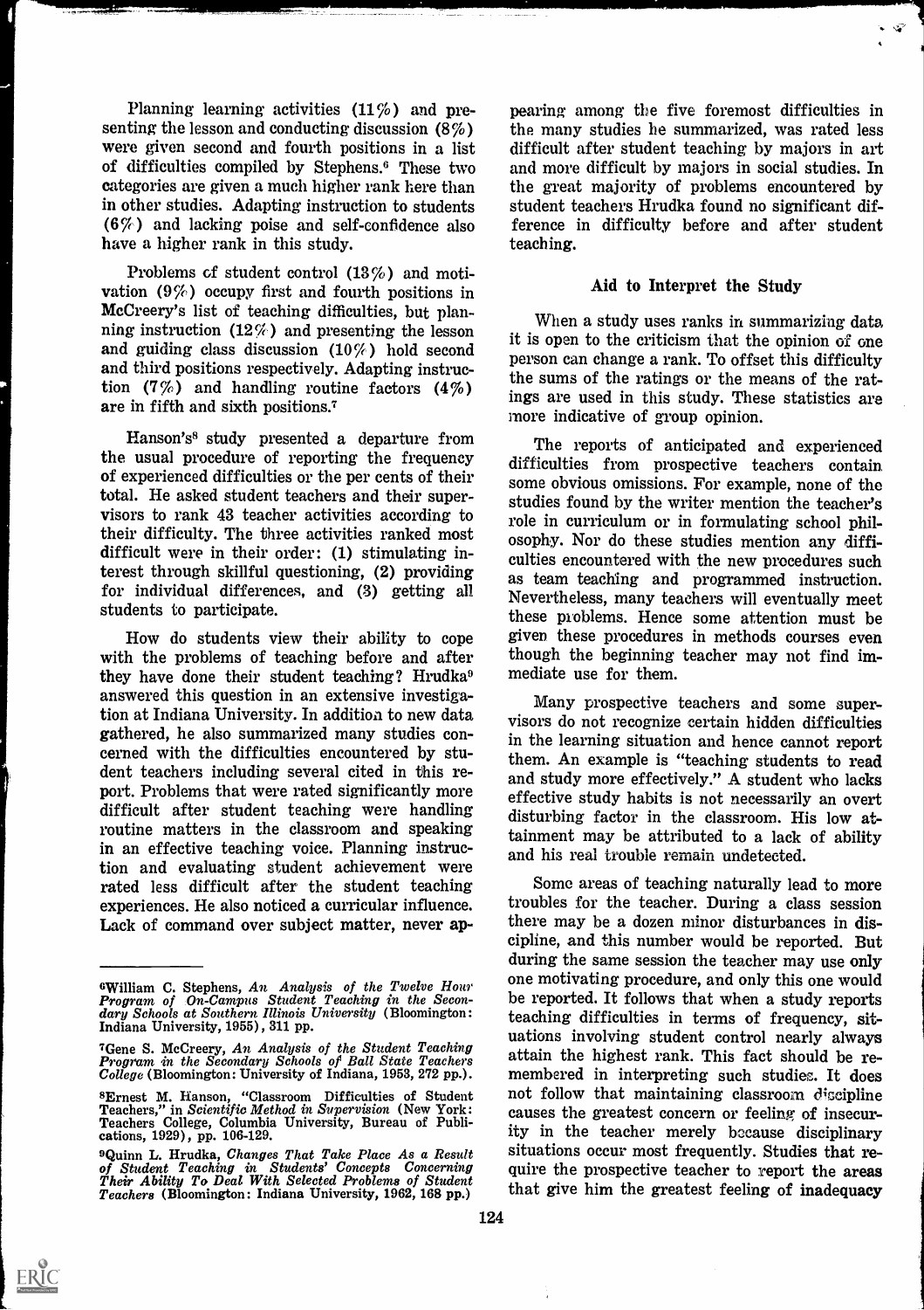Planning learning activities (11%) and presenting the lesson and conducting discussion (8%) were given second and fourth positions in a list of difficulties compiled by Stephens.[6] These two categories are given a much higher rank here than in other studies. Adapting instruction to students (6%) and lacking poise and self-confidence also have a higher rank in this study.

Problems of student control (13%) and motivation (9%) occupy first and fourth positions in McCreery's list of teaching difficulties, but planning instruction (12%) and presenting the lesson and guiding class discussion (10%) hold second and third positions respectively. Adapting instruction (7%) and handling routine factors (4%) are in fifth and sixth positions.[7]

Hanson's[8] study presented a departure from the usual procedure of reporting the frequency of experienced difficulties or the per cents of their total. He asked student teachers and their supervisors to rank 43 teacher activities according to their difficulty. The three activities ranked most difficult were in their order: (1) stimulating interest through skillful questioning, (2) providing for individual differences, and (3) getting all students to participate.

How do students view their ability to cope with the problems of teaching before and after they have done their student teaching? Hrudka[9] answered this question in an extensive investigation at Indiana University. In addition to new data gathered, he also summarized many studies concerned with the difficulties encountered by student teachers including several cited in this report. Problems that were rated significantly more difficult after student teaching were handling routine matters in the classroom and speaking in an effective teaching voice. Planning instruction and evaluating student achievement were rated less difficult after the student teaching experiences. He also noticed a curricular influence. Lack of command over subject matter, never appearing among the five foremost difficulties in the many studies he summarized, was rated less difficult after student teaching by majors in art and more difficult by majors in social studies. In the great majority of problems encountered by student teachers Hrudka found no significant difference in difficulty before and after student teaching.

## Aid to Interpret the Study

When a study uses ranks in summarizing data it is open to the criticism that the opinion of one person can change a rank. To offset this difficulty the sums of the ratings or the means of the ratings are used in this study. These statistics are more indicative of group opinion.

The reports of anticipated and experienced difficulties from prospective teachers contain some obvious omissions. For example, none of the studies found by the writer mention the teacher's role in curriculum or in formulating school philosophy. Nor do these studies mention any difficulties encountered with the new procedures such as team teaching and programmed instruction. Nevertheless, many teachers will eventually meet these problems. Hence some attention must be given these procedures in methods courses even though the beginning teacher may not find immediate use for them.

Many prospective teachers and some supervisors do not recognize certain hidden difficulties in the learning situation and hence cannot report them. An example is "teaching students to read and study more effectively." A student who lacks effective study habits is not necessarily an overt disturbing factor in the classroom. His low attainment may be attributed to a lack of ability and his real trouble remain undetected.

Some areas of teaching naturally lead to more troubles for the teacher. During a class session there may be a dozen minor disturbances in discipline, and this number would be reported. But during the same session the teacher may use only one motivating procedure, and only this one would be reported. It follows that when a study reports teaching difficulties in terms of frequency, situations involving student control nearly always attain the highest rank. This fact should be remembered in interpreting such studies. It does not follow that maintaining classroom discipline causes the greatest concern or feeling of insecurity in the teacher merely because disciplinary situations occur most frequently. Studies that require the prospective teacher to report the areas that give him the greatest feeling of inadequacy

---

[6] William C. Stephens, *An Analysis of the Twelve Hour Program of On-Campus Student Teaching in the Secondary Schools at Southern Illinois University* (Bloomington: Indiana University, 1955), 311 pp.

[7] Gene S. McCreery, *An Analysis of the Student Teaching Program in the Secondary Schools of Ball State Teachers College* (Bloomington: University of Indiana, 1953, 272 pp.).

[8] Ernest M. Hanson, "Classroom Difficulties of Student Teachers," in *Scientific Method in Supervision* (New York: Teachers College, Columbia University, Bureau of Publications, 1929), pp. 106-129.

[9] Quinn L. Hrudka, *Changes That Take Place As a Result of Student Teaching in Students' Concepts Concerning Their Ability To Deal With Selected Problems of Student Teachers* (Bloomington: Indiana University, 1962, 168 pp.)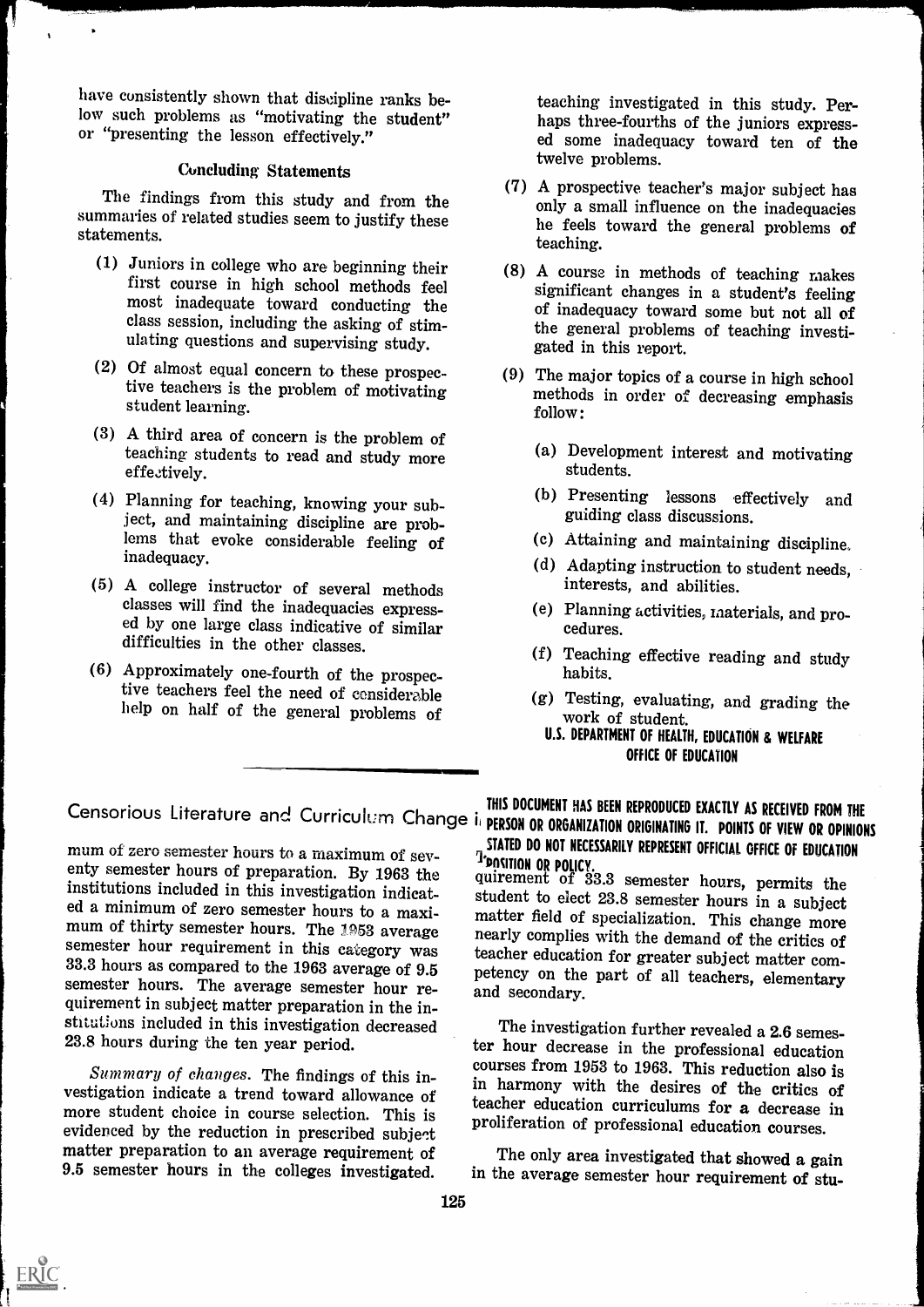have consistently shown that discipline ranks below such problems as "motivating the student" or "presenting the lesson effectively."

### Concluding Statements

The findings from this study and from the summaries of related studies seem to justify these statements.

(1) Juniors in college who are beginning their first course in high school methods feel most inadequate toward conducting the class session, including the asking of stimulating questions and supervising study.

(2) Of almost equal concern to these prospective teachers is the problem of motivating student learning.

(3) A third area of concern is the problem of teaching students to read and study more effectively.

(4) Planning for teaching, knowing your subject, and maintaining discipline are problems that evoke considerable feeling of inadequacy.

(5) A college instructor of several methods classes will find the inadequacies expressed by one large class indicative of similar difficulties in the other classes.

(6) Approximately one-fourth of the prospective teachers feel the need of considerable help on half of the general problems of teaching investigated in this study. Perhaps three-fourths of the juniors expressed some inadequacy toward ten of the twelve problems.

(7) A prospective teacher's major subject has only a small influence on the inadequacies he feels toward the general problems of teaching.

(8) A course in methods of teaching makes significant changes in a student's feeling of inadequacy toward some but not all of the general problems of teaching investigated in this report.

(9) The major topics of a course in high school methods in order of decreasing emphasis follow:

- (a) Development interest and motivating students.
- (b) Presenting lessons effectively and guiding class discussions.
- (c) Attaining and maintaining discipline.
- (d) Adapting instruction to student needs, interests, and abilities.
- (e) Planning activities, materials, and procedures.
- (f) Teaching effective reading and study habits.
- (g) Testing, evaluating, and grading the work of student.

U.S. DEPARTMENT OF HEALTH, EDUCATION & WELFARE
OFFICE OF EDUCATION

THIS DOCUMENT HAS BEEN REPRODUCED EXACTLY AS RECEIVED FROM THE PERSON OR ORGANIZATION ORIGINATING IT. POINTS OF VIEW OR OPINIONS STATED DO NOT NECESSARILY REPRESENT OFFICIAL OFFICE OF EDUCATION POSITION OR POLICY.

## Censorious Literature and Curriculum Change i...

mum of zero semester hours to a maximum of seventy semester hours of preparation. By 1963 the institutions included in this investigation indicated a minimum of zero semester hours to a maximum of thirty semester hours. The 1953 average semester hour requirement in this category was 33.3 hours as compared to the 1963 average of 9.5 semester hours. The average semester hour requirement in subject matter preparation in the institutions included in this investigation decreased 23.8 hours during the ten year period.

*Summary of changes.* The findings of this investigation indicate a trend toward allowance of more student choice in course selection. This is evidenced by the reduction in prescribed subject matter preparation to an average requirement of 9.5 semester hours in the colleges investigated. T... quirement of 33.3 semester hours, permits the student to elect 23.8 semester hours in a subject matter field of specialization. This change more nearly complies with the demand of the critics of teacher education for greater subject matter competency on the part of all teachers, elementary and secondary.

The investigation further revealed a 2.6 semester hour decrease in the professional education courses from 1953 to 1963. This reduction also is in harmony with the desires of the critics of teacher education curriculums for a decrease in proliferation of professional education courses.

The only area investigated that showed a gain in the average semester hour requirement of stu-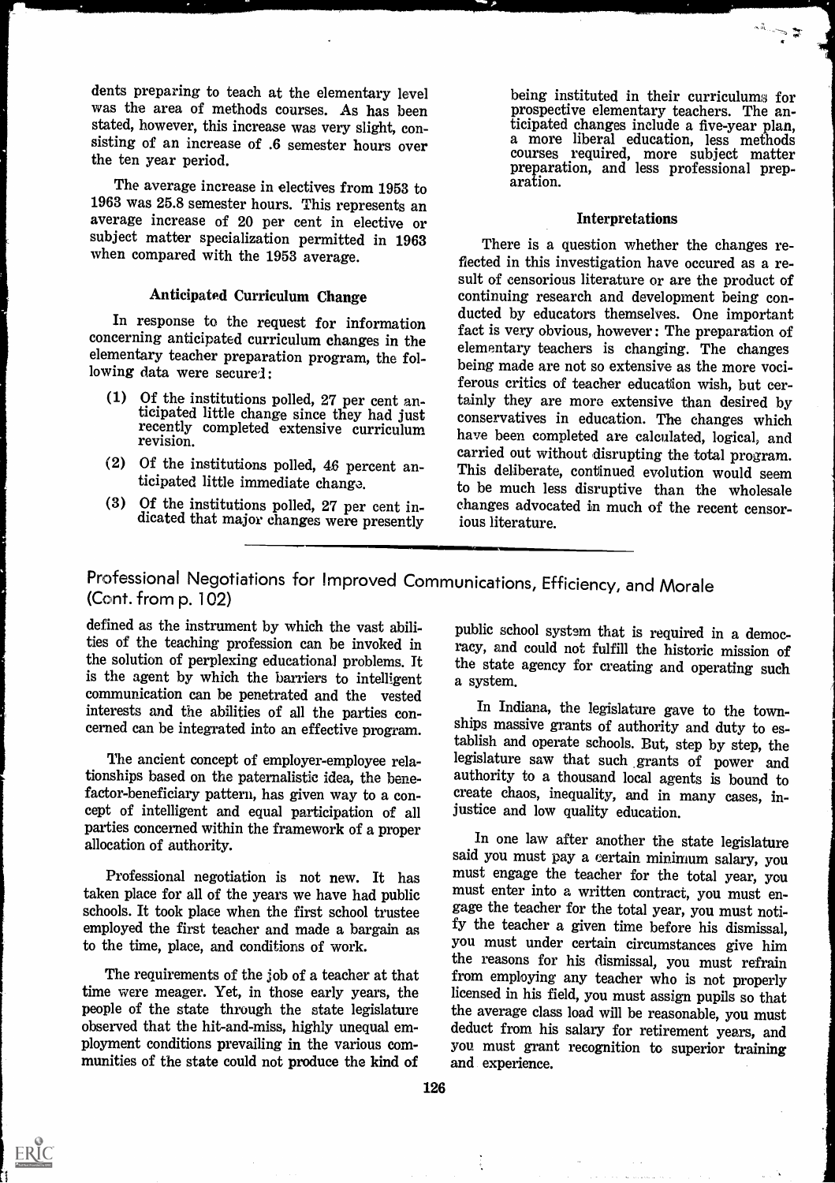dents preparing to teach at the elementary level was the area of methods courses. As has been stated, however, this increase was very slight, consisting of an increase of .6 semester hours over the ten year period.

The average increase in electives from 1953 to 1963 was 25.8 semester hours. This represents an average increase of 20 per cent in elective or subject matter specialization permitted in 1963 when compared with the 1953 average.

### Anticipated Curriculum Change

In response to the request for information concerning anticipated curriculum changes in the elementary teacher preparation program, the following data were secured:

(1) Of the institutions polled, 27 per cent anticipated little change since they had just recently completed extensive curriculum revision.

(2) Of the institutions polled, 46 percent anticipated little immediate change.

(3) Of the institutions polled, 27 per cent indicated that major changes were presently being instituted in their curriculums for prospective elementary teachers. The anticipated changes include a five-year plan, a more liberal education, less methods courses required, more subject matter preparation, and less professional preparation.

### Interpretations

There is a question whether the changes reflected in this investigation have occured as a result of censorious literature or are the product of continuing research and development being conducted by educators themselves. One important fact is very obvious, however: The preparation of elementary teachers is changing. The changes being made are not so extensive as the more vociferous critics of teacher education wish, but certainly they are more extensive than desired by conservatives in education. The changes which have been completed are calculated, logical, and carried out without disrupting the total program. This deliberate, continued evolution would seem to be much less disruptive than the wholesale changes advocated in much of the recent censorious literature.

## Professional Negotiations for Improved Communications, Efficiency, and Morale (Cont. from p. 102)

defined as the instrument by which the vast abilities of the teaching profession can be invoked in the solution of perplexing educational problems. It is the agent by which the barriers to intelligent communication can be penetrated and the vested interests and the abilities of all the parties concerned can be integrated into an effective program.

The ancient concept of employer-employee relationships based on the paternalistic idea, the benefactor-beneficiary pattern, has given way to a concept of intelligent and equal participation of all parties concerned within the framework of a proper allocation of authority.

Professional negotiation is not new. It has taken place for all of the years we have had public schools. It took place when the first school trustee employed the first teacher and made a bargain as to the time, place, and conditions of work.

The requirements of the job of a teacher at that time were meager. Yet, in those early years, the people of the state through the state legislature observed that the hit-and-miss, highly unequal employment conditions prevailing in the various communities of the state could not produce the kind of public school system that is required in a democracy, and could not fulfill the historic mission of the state agency for creating and operating such a system.

In Indiana, the legislature gave to the townships massive grants of authority and duty to establish and operate schools. But, step by step, the legislature saw that such grants of power and authority to a thousand local agents is bound to create chaos, inequality, and in many cases, injustice and low quality education.

In one law after another the state legislature said you must pay a certain minimum salary, you must engage the teacher for the total year, you must enter into a written contract, you must engage the teacher for the total year, you must notify the teacher a given time before his dismissal, you must under certain circumstances give him the reasons for his dismissal, you must refrain from employing any teacher who is not properly licensed in his field, you must assign pupils so that the average class load will be reasonable, you must deduct from his salary for retirement years, and you must grant recognition to superior training and experience.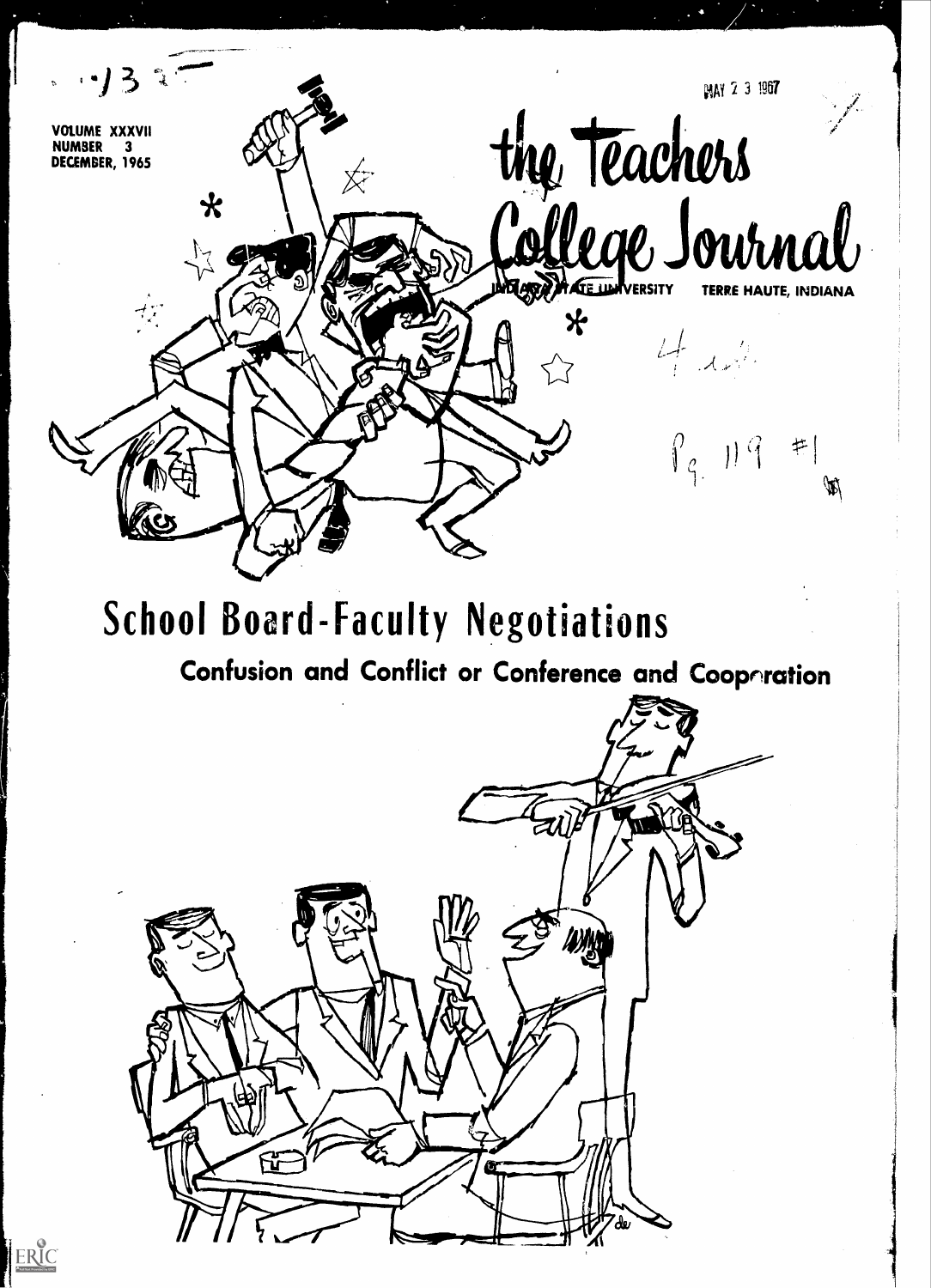VOLUME XXXVII
NUMBER 3
DECEMBER, 1965

MAY 2 3 1967

# the Teachers College Journal

INDIANA STATE UNIVERSITY TERRE HAUTE, INDIANA

# School Board-Faculty Negotiations

## Confusion and Conflict or Conference and Cooperation